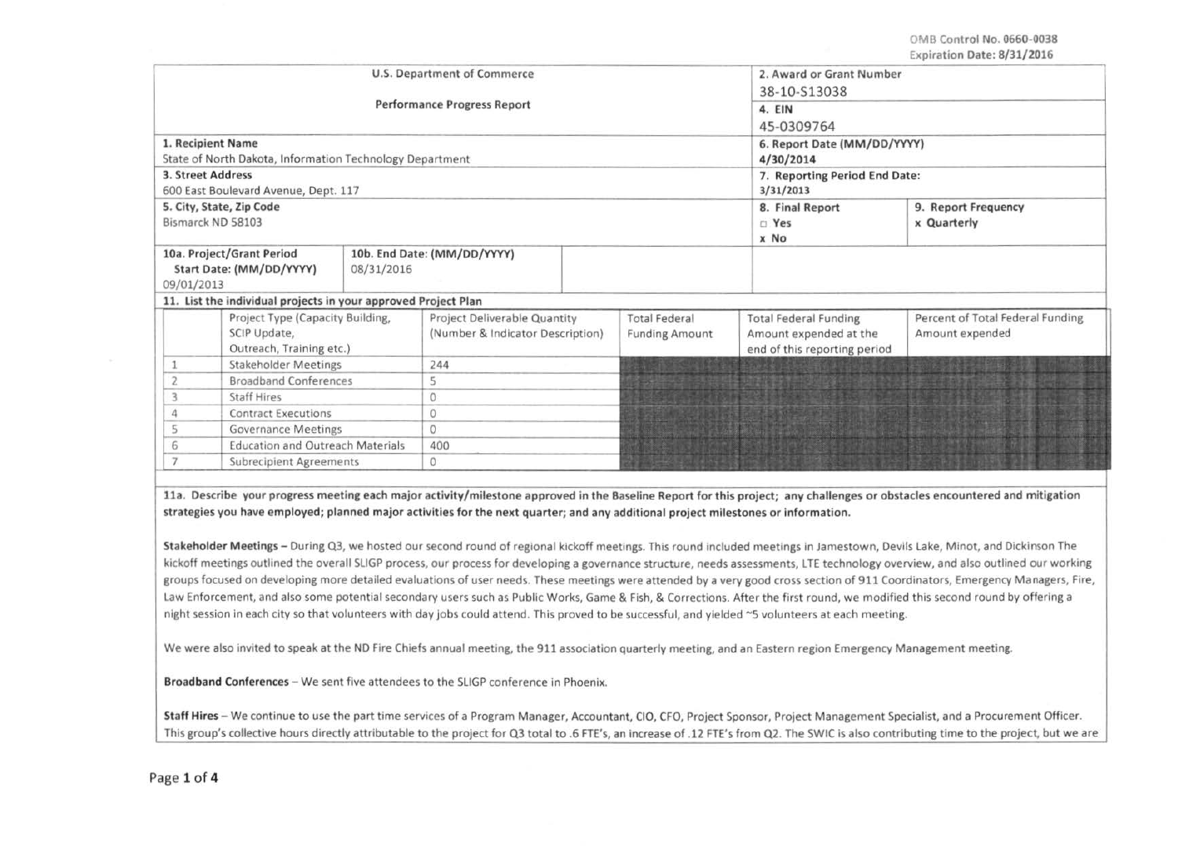OMB Control No. 0660-0038
Expiration Date: 8/31/2016

| U.S. Department of Commerce<br>Performance Progress Report | | 2. Award or Grant Number<br>38-10-S13038 | |
|---|---|---|---|
| | | 4. EIN<br>45-0309764 | |
| 1. Recipient Name<br>State of North Dakota, Information Technology Department | | 6. Report Date (MM/DD/YYYY)<br>4/30/2014 | |
| 3. Street Address<br>600 East Boulevard Avenue, Dept. 117 | | 7. Reporting Period End Date:<br>3/31/2013 | |
| 5. City, State, Zip Code<br>Bismarck ND 58103 | | 8. Final Report<br>□ Yes<br>x No | 9. Report Frequency<br>x Quarterly |
| 10a. Project/Grant Period Start Date: (MM/DD/YYYY)<br>09/01/2013 | 10b. End Date: (MM/DD/YYYY)<br>08/31/2016 | | |

11. List the individual projects in your approved Project Plan

| | Project Type (Capacity Building, SCIP Update, Outreach, Training etc.) | Project Deliverable Quantity (Number & Indicator Description) | Total Federal Funding Amount | Total Federal Funding Amount expended at the end of this reporting period | Percent of Total Federal Funding Amount expended |
|---|---|---|---|---|---|
| 1 | Stakeholder Meetings | 244 | | | |
| 2 | Broadband Conferences | 5 | | | |
| 3 | Staff Hires | 0 | | | |
| 4 | Contract Executions | 0 | | | |
| 5 | Governance Meetings | 0 | | | |
| 6 | Education and Outreach Materials | 400 | | | |
| 7 | Subrecipient Agreements | 0 | | | |

**11a. Describe your progress meeting each major activity/milestone approved in the Baseline Report for this project; any challenges or obstacles encountered and mitigation strategies you have employed; planned major activities for the next quarter; and any additional project milestones or information.**

**Stakeholder Meetings** – During Q3, we hosted our second round of regional kickoff meetings. This round included meetings in Jamestown, Devils Lake, Minot, and Dickinson The kickoff meetings outlined the overall SLIGP process, our process for developing a governance structure, needs assessments, LTE technology overview, and also outlined our working groups focused on developing more detailed evaluations of user needs. These meetings were attended by a very good cross section of 911 Coordinators, Emergency Managers, Fire, Law Enforcement, and also some potential secondary users such as Public Works, Game & Fish, & Corrections. After the first round, we modified this second round by offering a night session in each city so that volunteers with day jobs could attend. This proved to be successful, and yielded ~5 volunteers at each meeting.

We were also invited to speak at the ND Fire Chiefs annual meeting, the 911 association quarterly meeting, and an Eastern region Emergency Management meeting.

**Broadband Conferences** – We sent five attendees to the SLIGP conference in Phoenix.

**Staff Hires** – We continue to use the part time services of a Program Manager, Accountant, CIO, CFO, Project Sponsor, Project Management Specialist, and a Procurement Officer. This group's collective hours directly attributable to the project for Q3 total to .6 FTE's, an increase of .12 FTE's from Q2. The SWIC is also contributing time to the project, but we are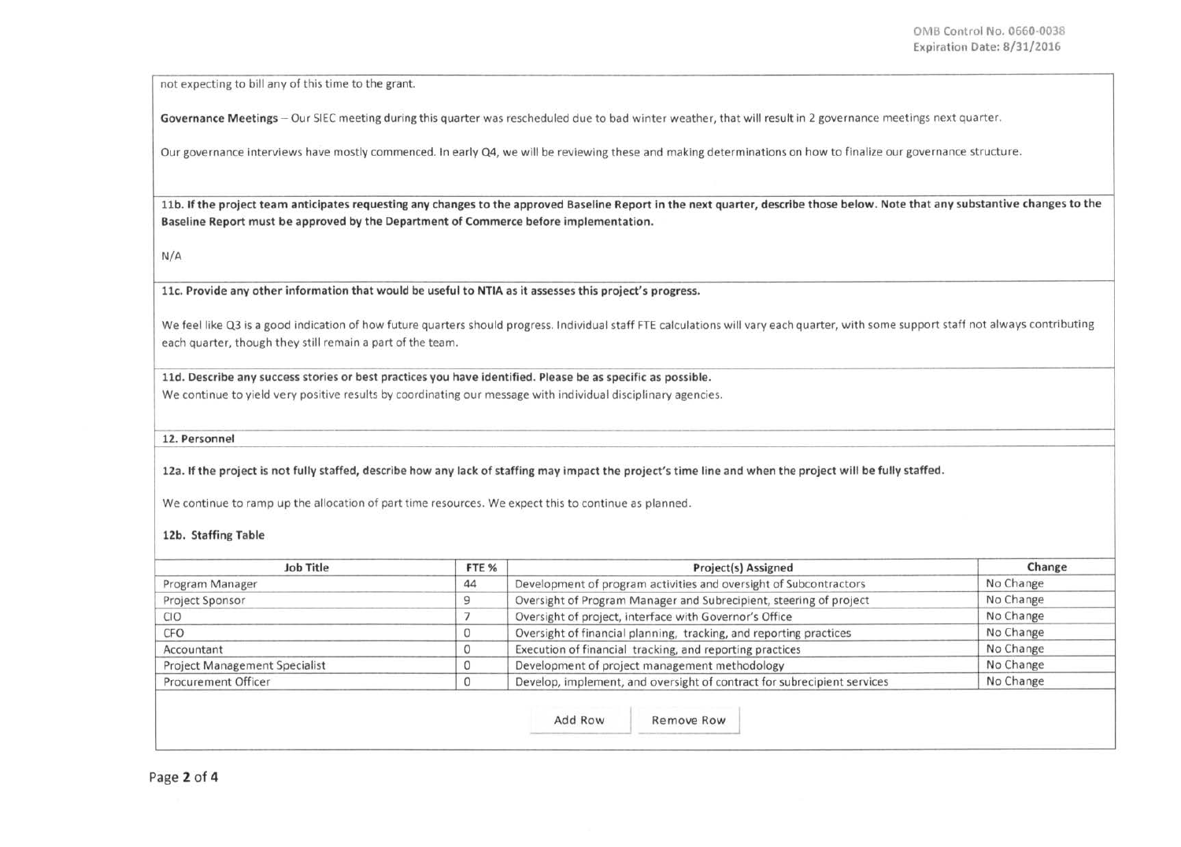not expecting to bill any of this time to the grant.

**Governance Meetings** – Our SIEC meeting during this quarter was rescheduled due to bad winter weather, that will result in 2 governance meetings next quarter.

Our governance interviews have mostly commenced. In early Q4, we will be reviewing these and making determinations on how to finalize our governance structure.

**11b. If the project team anticipates requesting any changes to the approved Baseline Report in the next quarter, describe those below. Note that any substantive changes to the Baseline Report must be approved by the Department of Commerce before implementation.**

N/A

**11c. Provide any other information that would be useful to NTIA as it assesses this project's progress.**

We feel like Q3 is a good indication of how future quarters should progress. Individual staff FTE calculations will vary each quarter, with some support staff not always contributing each quarter, though they still remain a part of the team.

**11d. Describe any success stories or best practices you have identified. Please be as specific as possible.**

We continue to yield very positive results by coordinating our message with individual disciplinary agencies.

**12. Personnel**

**12a. If the project is not fully staffed, describe how any lack of staffing may impact the project's time line and when the project will be fully staffed.**

We continue to ramp up the allocation of part time resources. We expect this to continue as planned.

**12b. Staffing Table**

| Job Title | FTE % | Project(s) Assigned | Change |
|---|---|---|---|
| Program Manager | 44 | Development of program activities and oversight of Subcontractors | No Change |
| Project Sponsor | 9 | Oversight of Program Manager and Subrecipient, steering of project | No Change |
| CIO | 7 | Oversight of project, interface with Governor's Office | No Change |
| CFO | 0 | Oversight of financial planning, tracking, and reporting practices | No Change |
| Accountant | 0 | Execution of financial tracking, and reporting practices | No Change |
| Project Management Specialist | 0 | Development of project management methodology | No Change |
| Procurement Officer | 0 | Develop, implement, and oversight of contract for subrecipient services | No Change |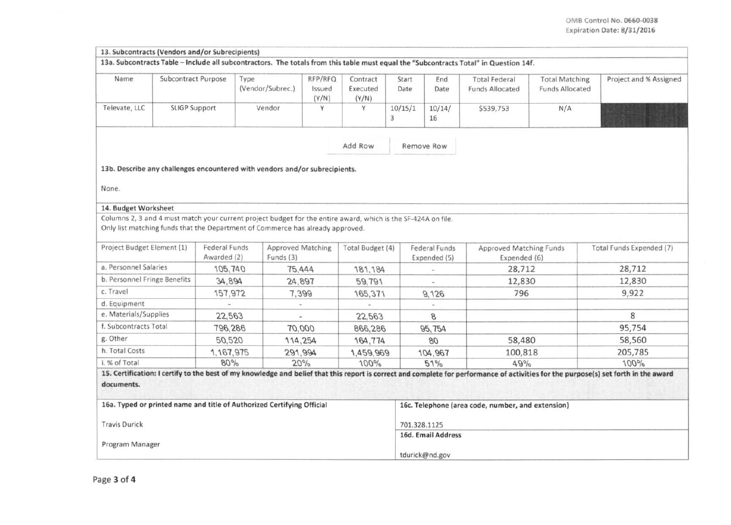OMB Control No. 0660-0038
Expiration Date: 8/31/2016

## 13. Subcontracts (Vendors and/or Subrecipients)

**13a. Subcontracts Table – Include all subcontractors. The totals from this table must equal the "Subcontracts Total" in Question 14f.**

| Name | Subcontract Purpose | Type (Vendor/Subrec.) | RFP/RFQ Issued (Y/N) | Contract Executed (Y/N) | Start Date | End Date | Total Federal Funds Allocated | Total Matching Funds Allocated | Project and % Assigned |
|---|---|---|---|---|---|---|---|---|---|
| Televate, LLC | SLIGP Support | Vendor | Y | Y | 10/15/13 | 10/14/16 | $539,753 | N/A | |

Add Row Remove Row

**13b. Describe any challenges encountered with vendors and/or subrecipients.**

None.

## 14. Budget Worksheet

Columns 2, 3 and 4 must match your current project budget for the entire award, which is the SF-424A on file.
Only list matching funds that the Department of Commerce has already approved.

| Project Budget Element (1) | Federal Funds Awarded (2) | Approved Matching Funds (3) | Total Budget (4) | Federal Funds Expended (5) | Approved Matching Funds Expended (6) | Total Funds Expended (7) |
|---|---|---|---|---|---|---|
| a. Personnel Salaries | 105,740 | 75,444 | 181,184 | - | 28,712 | 28,712 |
| b. Personnel Fringe Benefits | 34,894 | 24,897 | 59,791 | - | 12,830 | 12,830 |
| c. Travel | 157,972 | 7,399 | 165,371 | 9,126 | 796 | 9,922 |
| d. Equipment | - | - | - | - | | |
| e. Materials/Supplies | 22,563 | - | 22,563 | 8 | | 8 |
| f. Subcontracts Total | 796,286 | 70,000 | 866,286 | 95,754 | | 95,754 |
| g. Other | 50,520 | 114,254 | 164,774 | 80 | 58,480 | 58,560 |
| h. Total Costs | 1,167,975 | 291,994 | 1,459,969 | 104,967 | 100,818 | 205,785 |
| i. % of Total | 80% | 20% | 100% | 51% | 49% | 100% |

**15. Certification: I certify to the best of my knowledge and belief that this report is correct and complete for performance of activities for the purpose(s) set forth in the award documents.**

| 16a. Typed or printed name and title of Authorized Certifying Official | 16c. Telephone (area code, number, and extension) |
|---|---|
| Travis Durick<br>Program Manager | 701.328.1125 |
| | **16d. Email Address**<br>tdurick@nd.gov |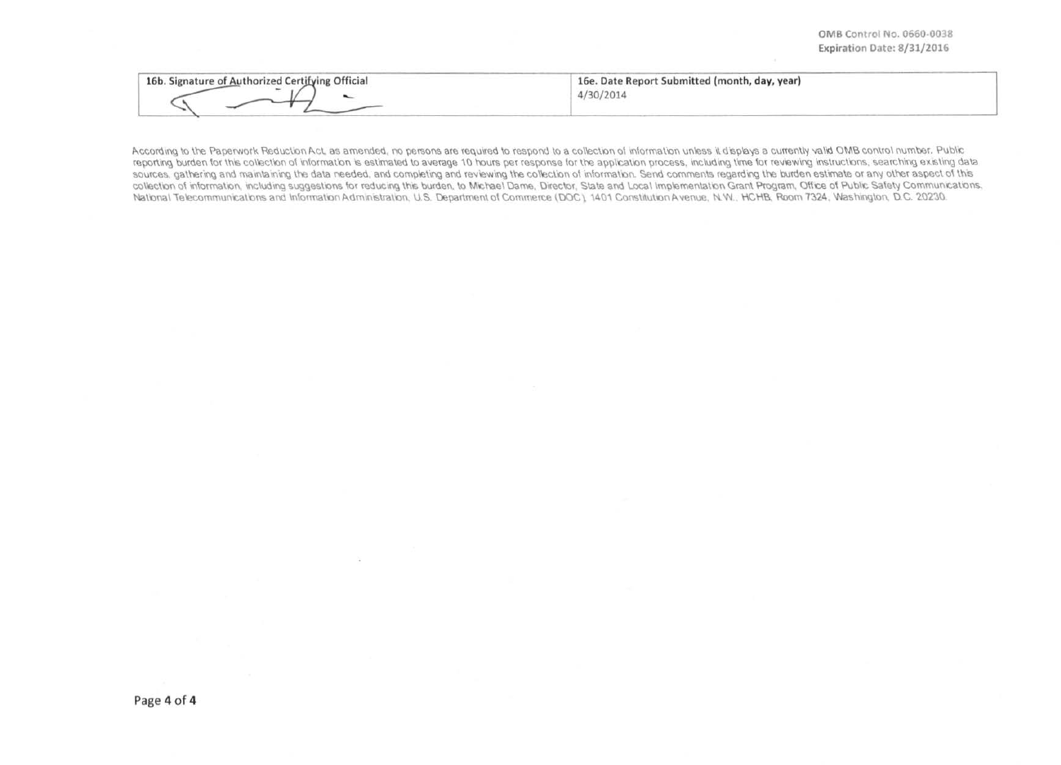OMB Control No. 0660-0038
Expiration Date: 8/31/2016

| 16b. Signature of Authorized Certifying Official | 16e. Date Report Submitted (month, day, year) |
| --- | --- |
| | 4/30/2014 |

According to the Paperwork Reduction Act, as amended, no persons are required to respond to a collection of information unless it displays a currently valid OMB control number. Public reporting burden for this collection of information is estimated to average 10 hours per response for the application process, including time for reviewing instructions, searching existing data sources, gathering and maintaining the data needed, and completing and reviewing the collection of information. Send comments regarding the burden estimate or any other aspect of this collection of information, including suggestions for reducing this burden, to Michael Dame, Director, State and Local Implementation Grant Program, Office of Public Safety Communications, National Telecommunications and Information Administration, U.S. Department of Commerce (DOC), 1401 Constitution Avenue, N.W., HCHB, Room 7324, Washington, D.C. 20230.